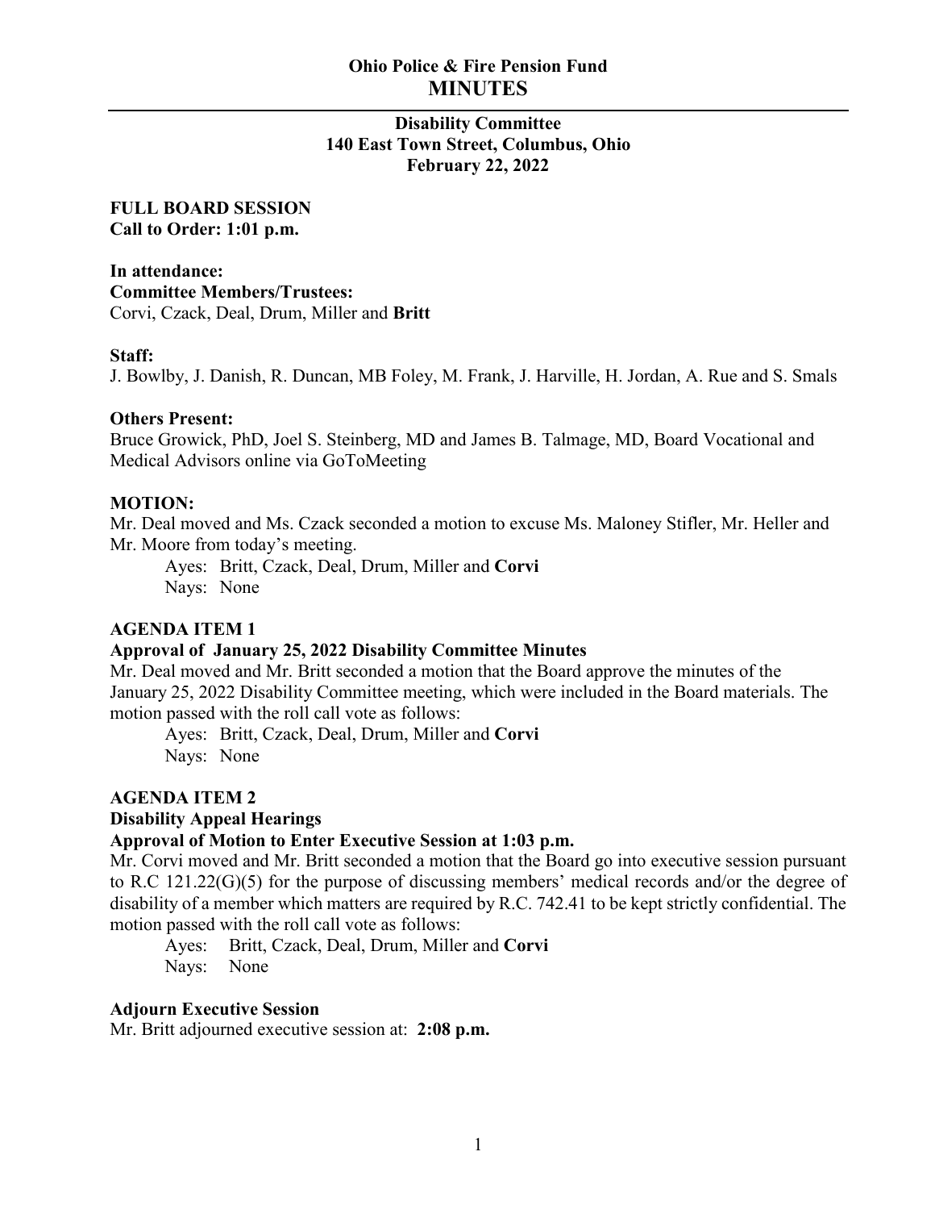**Ohio Police & Fire Pension Fund**
# MINUTES

**Disability Committee**
**140 East Town Street, Columbus, Ohio**
**February 22, 2022**

**FULL BOARD SESSION**
**Call to Order: 1:01 p.m.**

**In attendance:**
**Committee Members/Trustees:**
Corvi, Czack, Deal, Drum, Miller and **Britt**

**Staff:**
J. Bowlby, J. Danish, R. Duncan, MB Foley, M. Frank, J. Harville, H. Jordan, A. Rue and S. Smals

**Others Present:**
Bruce Growick, PhD, Joel S. Steinberg, MD and James B. Talmage, MD, Board Vocational and Medical Advisors online via GoToMeeting

**MOTION:**
Mr. Deal moved and Ms. Czack seconded a motion to excuse Ms. Maloney Stifler, Mr. Heller and Mr. Moore from today's meeting.

Ayes: Britt, Czack, Deal, Drum, Miller and **Corvi**
Nays: None

**AGENDA ITEM 1**
**Approval of January 25, 2022 Disability Committee Minutes**
Mr. Deal moved and Mr. Britt seconded a motion that the Board approve the minutes of the January 25, 2022 Disability Committee meeting, which were included in the Board materials. The motion passed with the roll call vote as follows:

Ayes: Britt, Czack, Deal, Drum, Miller and **Corvi**
Nays: None

**AGENDA ITEM 2**
**Disability Appeal Hearings**
**Approval of Motion to Enter Executive Session at 1:03 p.m.**
Mr. Corvi moved and Mr. Britt seconded a motion that the Board go into executive session pursuant to R.C 121.22(G)(5) for the purpose of discussing members' medical records and/or the degree of disability of a member which matters are required by R.C. 742.41 to be kept strictly confidential. The motion passed with the roll call vote as follows:

Ayes: Britt, Czack, Deal, Drum, Miller and **Corvi**
Nays: None

**Adjourn Executive Session**
Mr. Britt adjourned executive session at: **2:08 p.m.**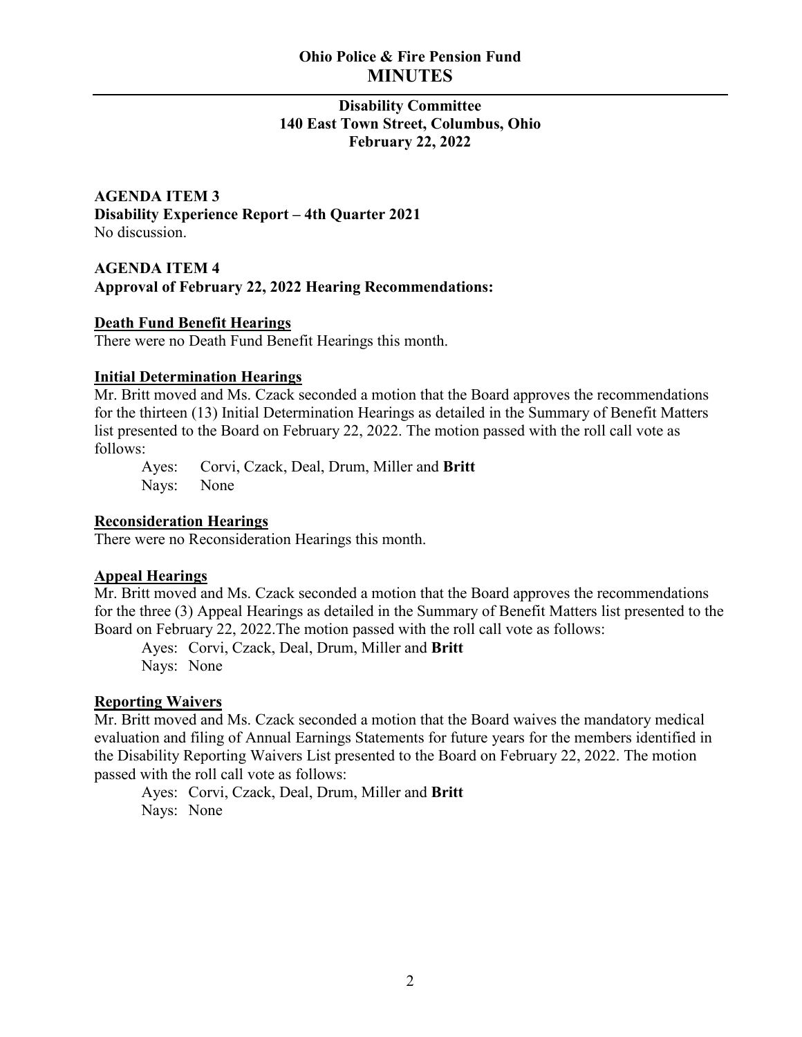# Ohio Police & Fire Pension Fund
# MINUTES

**Disability Committee**
**140 East Town Street, Columbus, Ohio**
**February 22, 2022**

**AGENDA ITEM 3**
**Disability Experience Report – 4th Quarter 2021**
No discussion.

**AGENDA ITEM 4**
**Approval of February 22, 2022 Hearing Recommendations:**

**Death Fund Benefit Hearings**
There were no Death Fund Benefit Hearings this month.

**Initial Determination Hearings**
Mr. Britt moved and Ms. Czack seconded a motion that the Board approves the recommendations for the thirteen (13) Initial Determination Hearings as detailed in the Summary of Benefit Matters list presented to the Board on February 22, 2022. The motion passed with the roll call vote as follows:

Ayes: Corvi, Czack, Deal, Drum, Miller and **Britt**
Nays: None

**Reconsideration Hearings**
There were no Reconsideration Hearings this month.

**Appeal Hearings**
Mr. Britt moved and Ms. Czack seconded a motion that the Board approves the recommendations for the three (3) Appeal Hearings as detailed in the Summary of Benefit Matters list presented to the Board on February 22, 2022.The motion passed with the roll call vote as follows:

Ayes: Corvi, Czack, Deal, Drum, Miller and **Britt**
Nays: None

**Reporting Waivers**
Mr. Britt moved and Ms. Czack seconded a motion that the Board waives the mandatory medical evaluation and filing of Annual Earnings Statements for future years for the members identified in the Disability Reporting Waivers List presented to the Board on February 22, 2022. The motion passed with the roll call vote as follows:

Ayes: Corvi, Czack, Deal, Drum, Miller and **Britt**
Nays: None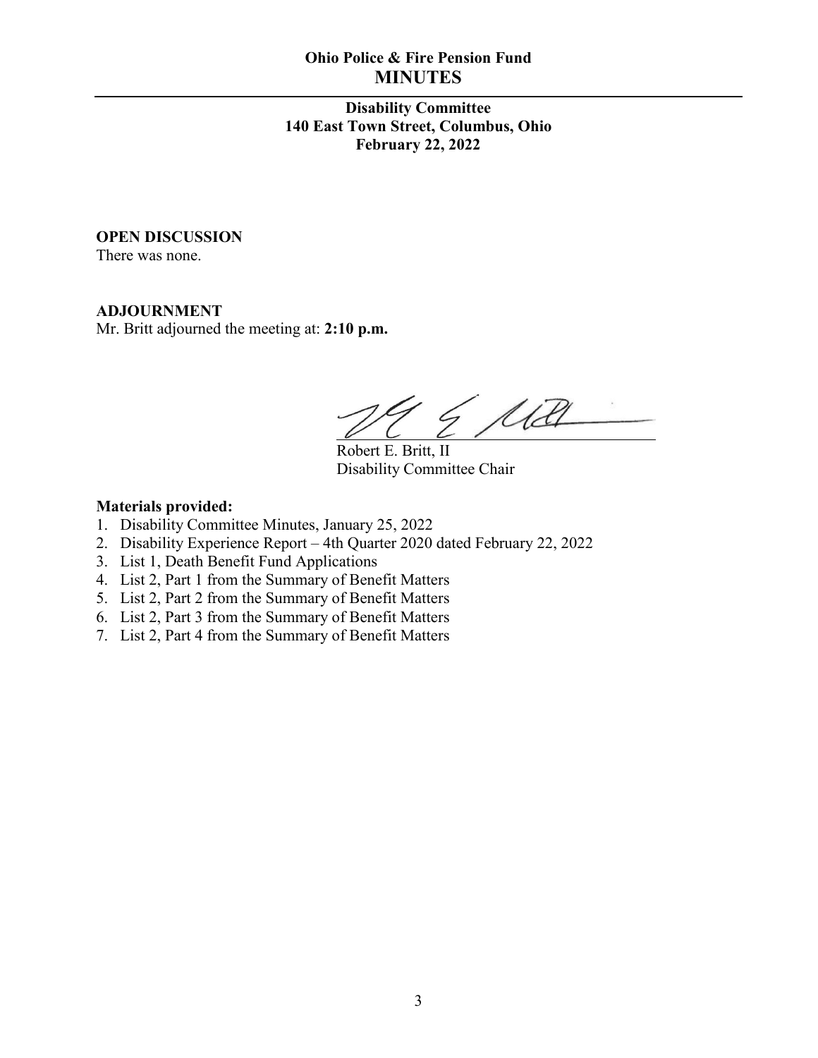**Ohio Police & Fire Pension Fund**
# MINUTES

**Disability Committee**
**140 East Town Street, Columbus, Ohio**
**February 22, 2022**

**OPEN DISCUSSION**
There was none.

**ADJOURNMENT**
Mr. Britt adjourned the meeting at: **2:10 p.m.**

Robert E. Britt, II
Disability Committee Chair

**Materials provided:**
1. Disability Committee Minutes, January 25, 2022
2. Disability Experience Report – 4th Quarter 2020 dated February 22, 2022
3. List 1, Death Benefit Fund Applications
4. List 2, Part 1 from the Summary of Benefit Matters
5. List 2, Part 2 from the Summary of Benefit Matters
6. List 2, Part 3 from the Summary of Benefit Matters
7. List 2, Part 4 from the Summary of Benefit Matters